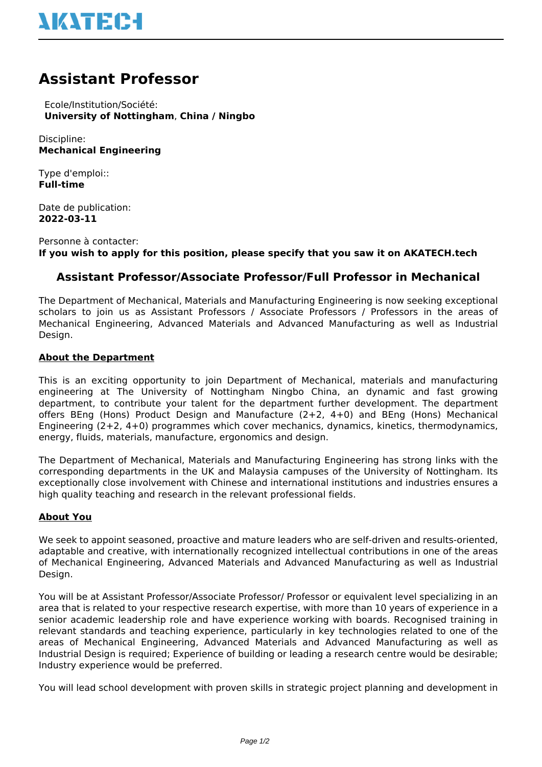# Assistant Professor

Ecole/Institution/Société:
**University of Nottingham**, **China / Ningbo**

Discipline:
**Mechanical Engineering**

Type d'emploi::
**Full-time**

Date de publication:
**2022-03-11**

Personne à contacter:
**If you wish to apply for this position, please specify that you saw it on AKATECH.tech**

## Assistant Professor/Associate Professor/Full Professor in Mechanical

The Department of Mechanical, Materials and Manufacturing Engineering is now seeking exceptional scholars to join us as Assistant Professors / Associate Professors / Professors in the areas of Mechanical Engineering, Advanced Materials and Advanced Manufacturing as well as Industrial Design.

**About the Department**

This is an exciting opportunity to join Department of Mechanical, materials and manufacturing engineering at The University of Nottingham Ningbo China, an dynamic and fast growing department, to contribute your talent for the department further development. The department offers BEng (Hons) Product Design and Manufacture (2+2, 4+0) and BEng (Hons) Mechanical Engineering (2+2, 4+0) programmes which cover mechanics, dynamics, kinetics, thermodynamics, energy, fluids, materials, manufacture, ergonomics and design.

The Department of Mechanical, Materials and Manufacturing Engineering has strong links with the corresponding departments in the UK and Malaysia campuses of the University of Nottingham. Its exceptionally close involvement with Chinese and international institutions and industries ensures a high quality teaching and research in the relevant professional fields.

**About You**

We seek to appoint seasoned, proactive and mature leaders who are self-driven and results-oriented, adaptable and creative, with internationally recognized intellectual contributions in one of the areas of Mechanical Engineering, Advanced Materials and Advanced Manufacturing as well as Industrial Design.

You will be at Assistant Professor/Associate Professor/ Professor or equivalent level specializing in an area that is related to your respective research expertise, with more than 10 years of experience in a senior academic leadership role and have experience working with boards. Recognised training in relevant standards and teaching experience, particularly in key technologies related to one of the areas of Mechanical Engineering, Advanced Materials and Advanced Manufacturing as well as Industrial Design is required; Experience of building or leading a research centre would be desirable; Industry experience would be preferred.

You will lead school development with proven skills in strategic project planning and development in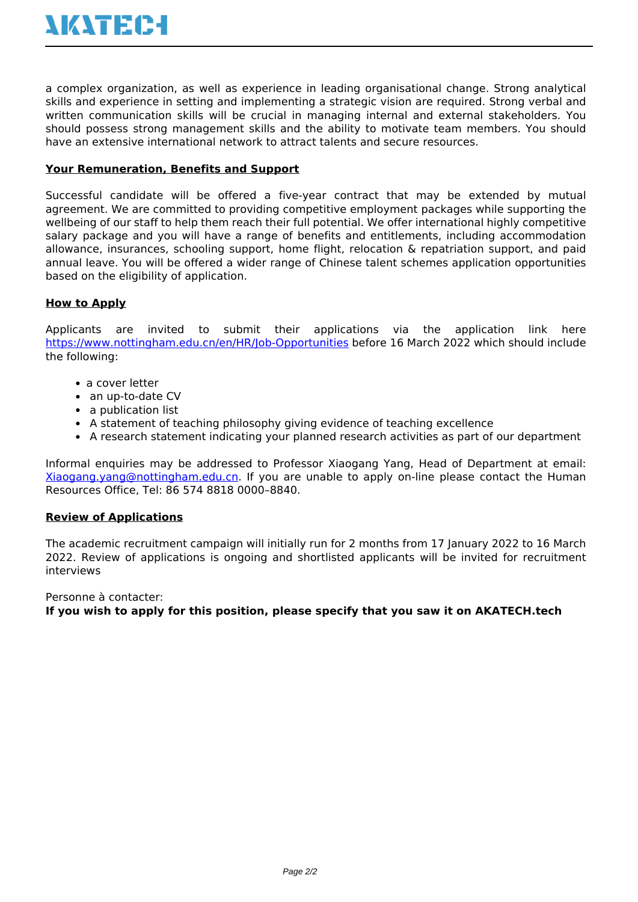a complex organization, as well as experience in leading organisational change. Strong analytical skills and experience in setting and implementing a strategic vision are required. Strong verbal and written communication skills will be crucial in managing internal and external stakeholders. You should possess strong management skills and the ability to motivate team members. You should have an extensive international network to attract talents and secure resources.

**Your Remuneration, Benefits and Support**

Successful candidate will be offered a five-year contract that may be extended by mutual agreement. We are committed to providing competitive employment packages while supporting the wellbeing of our staff to help them reach their full potential. We offer international highly competitive salary package and you will have a range of benefits and entitlements, including accommodation allowance, insurances, schooling support, home flight, relocation & repatriation support, and paid annual leave. You will be offered a wider range of Chinese talent schemes application opportunities based on the eligibility of application.

**How to Apply**

Applicants are invited to submit their applications via the application link here https://www.nottingham.edu.cn/en/HR/Job-Opportunities before 16 March 2022 which should include the following:

- a cover letter
- an up-to-date CV
- a publication list
- A statement of teaching philosophy giving evidence of teaching excellence
- A research statement indicating your planned research activities as part of our department

Informal enquiries may be addressed to Professor Xiaogang Yang, Head of Department at email: Xiaogang.yang@nottingham.edu.cn. If you are unable to apply on-line please contact the Human Resources Office, Tel: 86 574 8818 0000–8840.

**Review of Applications**

The academic recruitment campaign will initially run for 2 months from 17 January 2022 to 16 March 2022. Review of applications is ongoing and shortlisted applicants will be invited for recruitment interviews

Personne à contacter:
**If you wish to apply for this position, please specify that you saw it on AKATECH.tech**